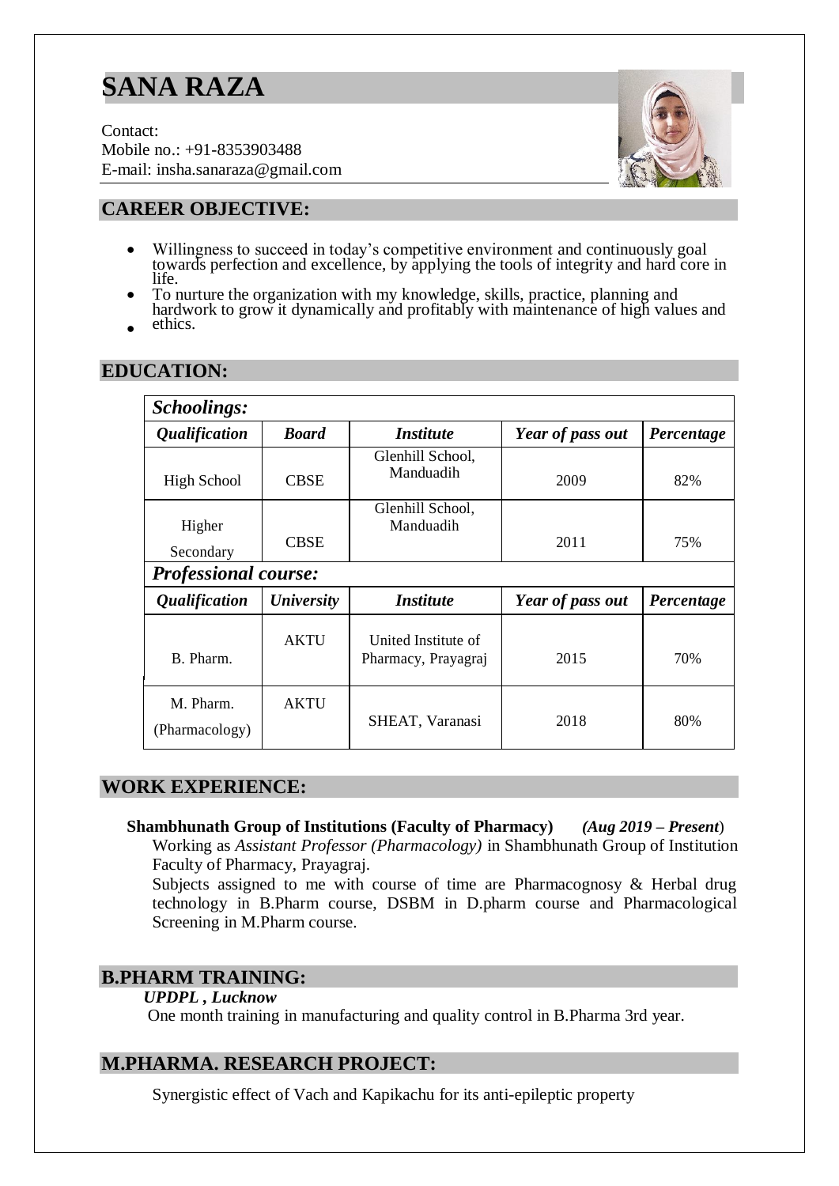# SANA RAZA

Contact:
Mobile no.: +91-8353903488
E-mail: insha.sanaraza@gmail.com

## CAREER OBJECTIVE:

- Willingness to succeed in today's competitive environment and continuously goal towards perfection and excellence, by applying the tools of integrity and hard core in life.
- To nurture the organization with my knowledge, skills, practice, planning and hardwork to grow it dynamically and profitably with maintenance of high values and ethics.

## EDUCATION:

| ***Schoolings:*** | | | | |
|---|---|---|---|---|
| ***Qualification*** | ***Board*** | ***Institute*** | ***Year of pass out*** | ***Percentage*** |
| High School | CBSE | Glenhill School, Manduadih | 2009 | 82% |
| Higher Secondary | CBSE | Glenhill School, Manduadih | 2011 | 75% |
| ***Professional course:*** | | | | |
| ***Qualification*** | ***University*** | ***Institute*** | ***Year of pass out*** | ***Percentage*** |
| B. Pharm. | AKTU | United Institute of Pharmacy, Prayagraj | 2015 | 70% |
| M. Pharm. (Pharmacology) | AKTU | SHEAT, Varanasi | 2018 | 80% |

## WORK EXPERIENCE:

**Shambhunath Group of Institutions (Faculty of Pharmacy)** ***(Aug 2019 – Present)***

Working as *Assistant Professor (Pharmacology)* in Shambhunath Group of Institution Faculty of Pharmacy, Prayagraj.

Subjects assigned to me with course of time are Pharmacognosy & Herbal drug technology in B.Pharm course, DSBM in D.pharm course and Pharmacological Screening in M.Pharm course.

## B.PHARM TRAINING:

***UPDPL , Lucknow***

One month training in manufacturing and quality control in B.Pharma 3rd year.

## M.PHARMA. RESEARCH PROJECT:

Synergistic effect of Vach and Kapikachu for its anti-epileptic property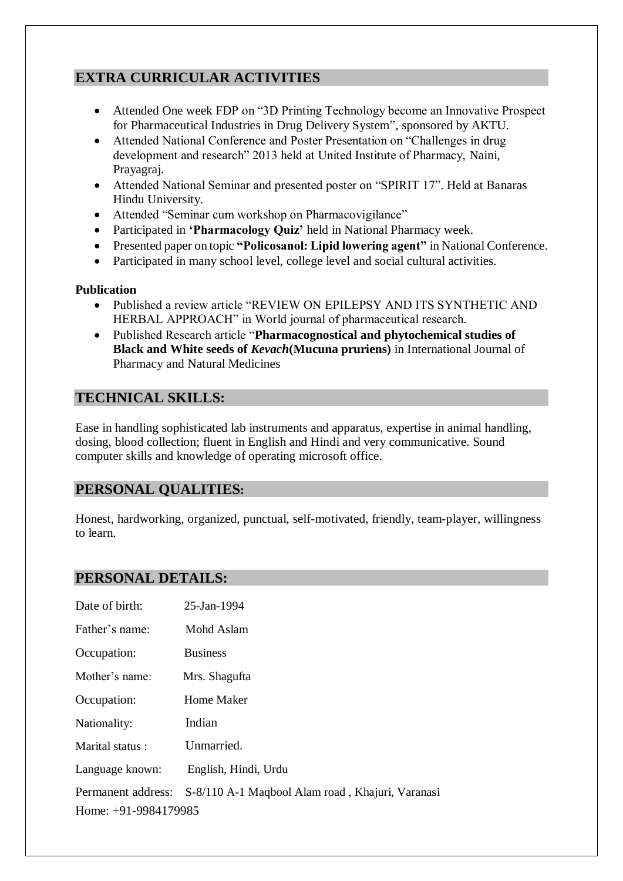## EXTRA CURRICULAR ACTIVITIES

- Attended One week FDP on "3D Printing Technology become an Innovative Prospect for Pharmaceutical Industries in Drug Delivery System", sponsored by AKTU.
- Attended National Conference and Poster Presentation on "Challenges in drug development and research" 2013 held at United Institute of Pharmacy, Naini, Prayagraj.
- Attended National Seminar and presented poster on "SPIRIT 17". Held at Banaras Hindu University.
- Attended "Seminar cum workshop on Pharmacovigilance"
- Participated in **'Pharmacology Quiz'** held in National Pharmacy week.
- Presented paper on topic **"Policosanol: Lipid lowering agent"** in National Conference.
- Participated in many school level, college level and social cultural activities.

**Publication**

- Published a review article "REVIEW ON EPILEPSY AND ITS SYNTHETIC AND HERBAL APPROACH" in World journal of pharmaceutical research.
- Published Research article "**Pharmacognostical and phytochemical studies of Black and White seeds of *Kevach*(Mucuna pruriens)** in International Journal of Pharmacy and Natural Medicines

## TECHNICAL SKILLS:

Ease in handling sophisticated lab instruments and apparatus, expertise in animal handling, dosing, blood collection; fluent in English and Hindi and very communicative. Sound computer skills and knowledge of operating microsoft office.

## PERSONAL QUALITIES:

Honest, hardworking, organized, punctual, self-motivated, friendly, team-player, willingness to learn.

## PERSONAL DETAILS:

Date of birth: 25-Jan-1994

Father's name: Mohd Aslam

Occupation: Business

Mother's name: Mrs. Shagufta

Occupation: Home Maker

Nationality: Indian

Marital status : Unmarried.

Language known: English, Hindi, Urdu

Permanent address: S-8/110 A-1 Maqbool Alam road , Khajuri, Varanasi

Home: +91-9984179985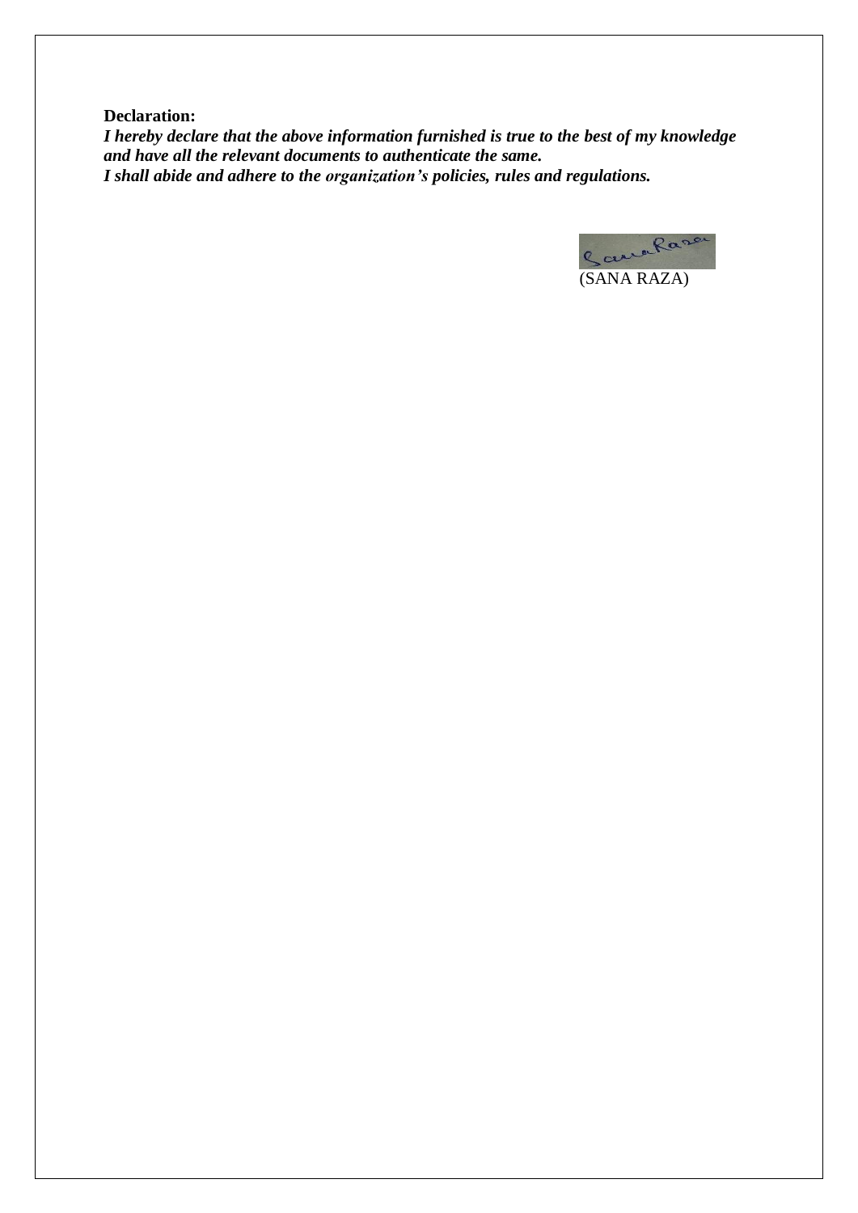**Declaration:**

***I hereby declare that the above information furnished is true to the best of my knowledge and have all the relevant documents to authenticate the same.***
***I shall abide and adhere to the organization's policies, rules and regulations.***

(SANA RAZA)